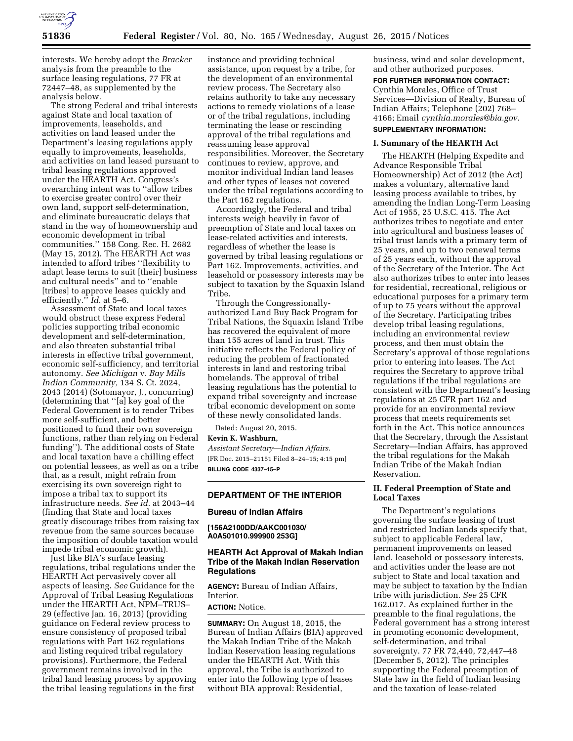interests. We hereby adopt the *Bracker* analysis from the preamble to the surface leasing regulations, 77 FR at 72447–48, as supplemented by the analysis below.

The strong Federal and tribal interests against State and local taxation of improvements, leaseholds, and activities on land leased under the Department's leasing regulations apply equally to improvements, leaseholds, and activities on land leased pursuant to tribal leasing regulations approved under the HEARTH Act. Congress's overarching intent was to ''allow tribes to exercise greater control over their own land, support self-determination, and eliminate bureaucratic delays that stand in the way of homeownership and economic development in tribal communities.'' 158 Cong. Rec. H. 2682 (May 15, 2012). The HEARTH Act was intended to afford tribes ''flexibility to adapt lease terms to suit [their] business and cultural needs'' and to ''enable [tribes] to approve leases quickly and efficiently.'' *Id.* at 5–6.

Assessment of State and local taxes would obstruct these express Federal policies supporting tribal economic development and self-determination, and also threaten substantial tribal interests in effective tribal government, economic self-sufficiency, and territorial autonomy. *See Michigan* v. *Bay Mills Indian Community,* 134 S. Ct. 2024, 2043 (2014) (Sotomayor, J., concurring) (determining that ''[a] key goal of the Federal Government is to render Tribes more self-sufficient, and better positioned to fund their own sovereign functions, rather than relying on Federal funding''). The additional costs of State and local taxation have a chilling effect on potential lessees, as well as on a tribe that, as a result, might refrain from exercising its own sovereign right to impose a tribal tax to support its infrastructure needs. *See id.* at 2043–44 (finding that State and local taxes greatly discourage tribes from raising tax revenue from the same sources because the imposition of double taxation would impede tribal economic growth).

Just like BIA's surface leasing regulations, tribal regulations under the HEARTH Act pervasively cover all aspects of leasing. *See* Guidance for the Approval of Tribal Leasing Regulations under the HEARTH Act, NPM–TRUS–29 (effective Jan. 16, 2013) (providing guidance on Federal review process to ensure consistency of proposed tribal regulations with Part 162 regulations and listing required tribal regulatory provisions). Furthermore, the Federal government remains involved in the tribal land leasing process by approving the tribal leasing regulations in the first instance and providing technical assistance, upon request by a tribe, for the development of an environmental review process. The Secretary also retains authority to take any necessary actions to remedy violations of a lease or of the tribal regulations, including terminating the lease or rescinding approval of the tribal regulations and reassuming lease approval responsibilities. Moreover, the Secretary continues to review, approve, and monitor individual Indian land leases and other types of leases not covered under the tribal regulations according to the Part 162 regulations.

Accordingly, the Federal and tribal interests weigh heavily in favor of preemption of State and local taxes on lease-related activities and interests, regardless of whether the lease is governed by tribal leasing regulations or Part 162. Improvements, activities, and leasehold or possessory interests may be subject to taxation by the Squaxin Island Tribe.

Through the Congressionally-authorized Land Buy Back Program for Tribal Nations, the Squaxin Island Tribe has recovered the equivalent of more than 155 acres of land in trust. This initiative reflects the Federal policy of reducing the problem of fractionated interests in land and restoring tribal homelands. The approval of tribal leasing regulations has the potential to expand tribal sovereignty and increase tribal economic development on some of these newly consolidated lands.

Dated: August 20, 2015.

**Kevin K. Washburn,**

*Assistant Secretary—Indian Affairs.*

[FR Doc. 2015–21151 Filed 8–24–15; 4:15 pm]

**BILLING CODE 4337–15–P**

---

## DEPARTMENT OF THE INTERIOR

### Bureau of Indian Affairs

**[156A2100DD/AAKC001030/A0A501010.999900 253G]**

### HEARTH Act Approval of Makah Indian Tribe of the Makah Indian Reservation Regulations

**AGENCY:** Bureau of Indian Affairs, Interior.

**ACTION:** Notice.

**SUMMARY:** On August 18, 2015, the Bureau of Indian Affairs (BIA) approved the Makah Indian Tribe of the Makah Indian Reservation leasing regulations under the HEARTH Act. With this approval, the Tribe is authorized to enter into the following type of leases without BIA approval: Residential, business, wind and solar development, and other authorized purposes.

**FOR FURTHER INFORMATION CONTACT:** Cynthia Morales, Office of Trust Services—Division of Realty, Bureau of Indian Affairs; Telephone (202) 768–4166; Email *cynthia.morales@bia.gov.*

**SUPPLEMENTARY INFORMATION:**

#### I. Summary of the HEARTH Act

The HEARTH (Helping Expedite and Advance Responsible Tribal Homeownership) Act of 2012 (the Act) makes a voluntary, alternative land leasing process available to tribes, by amending the Indian Long-Term Leasing Act of 1955, 25 U.S.C. 415. The Act authorizes tribes to negotiate and enter into agricultural and business leases of tribal trust lands with a primary term of 25 years, and up to two renewal terms of 25 years each, without the approval of the Secretary of the Interior. The Act also authorizes tribes to enter into leases for residential, recreational, religious or educational purposes for a primary term of up to 75 years without the approval of the Secretary. Participating tribes develop tribal leasing regulations, including an environmental review process, and then must obtain the Secretary's approval of those regulations prior to entering into leases. The Act requires the Secretary to approve tribal regulations if the tribal regulations are consistent with the Department's leasing regulations at 25 CFR part 162 and provide for an environmental review process that meets requirements set forth in the Act. This notice announces that the Secretary, through the Assistant Secretary—Indian Affairs, has approved the tribal regulations for the Makah Indian Tribe of the Makah Indian Reservation.

#### II. Federal Preemption of State and Local Taxes

The Department's regulations governing the surface leasing of trust and restricted Indian lands specify that, subject to applicable Federal law, permanent improvements on leased land, leasehold or possessory interests, and activities under the lease are not subject to State and local taxation and may be subject to taxation by the Indian tribe with jurisdiction. *See* 25 CFR 162.017. As explained further in the preamble to the final regulations, the Federal government has a strong interest in promoting economic development, self-determination, and tribal sovereignty. 77 FR 72,440, 72,447–48 (December 5, 2012). The principles supporting the Federal preemption of State law in the field of Indian leasing and the taxation of lease-related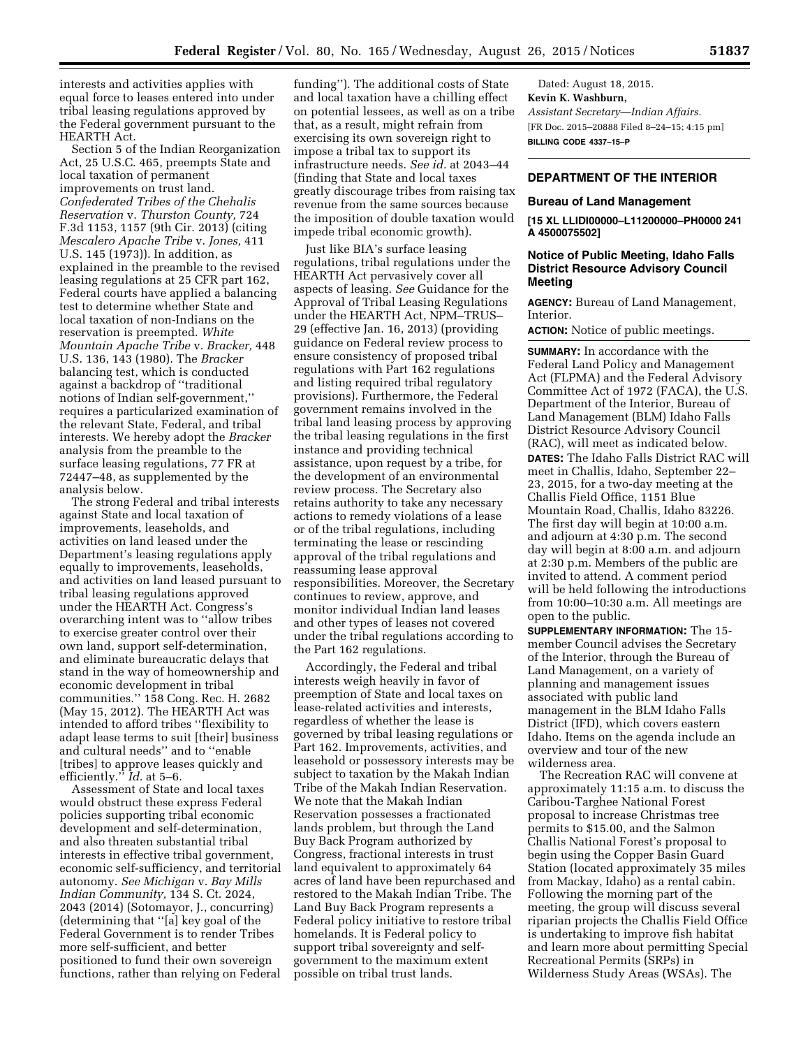interests and activities applies with equal force to leases entered into under tribal leasing regulations approved by the Federal government pursuant to the HEARTH Act.

Section 5 of the Indian Reorganization Act, 25 U.S.C. 465, preempts State and local taxation of permanent improvements on trust land. *Confederated Tribes of the Chehalis Reservation* v. *Thurston County,* 724 F.3d 1153, 1157 (9th Cir. 2013) (citing *Mescalero Apache Tribe* v. *Jones,* 411 U.S. 145 (1973)). In addition, as explained in the preamble to the revised leasing regulations at 25 CFR part 162, Federal courts have applied a balancing test to determine whether State and local taxation of non-Indians on the reservation is preempted. *White Mountain Apache Tribe* v. *Bracker,* 448 U.S. 136, 143 (1980). The *Bracker* balancing test, which is conducted against a backdrop of ''traditional notions of Indian self-government,'' requires a particularized examination of the relevant State, Federal, and tribal interests. We hereby adopt the *Bracker* analysis from the preamble to the surface leasing regulations, 77 FR at 72447–48, as supplemented by the analysis below.

The strong Federal and tribal interests against State and local taxation of improvements, leaseholds, and activities on land leased under the Department's leasing regulations apply equally to improvements, leaseholds, and activities on land leased pursuant to tribal leasing regulations approved under the HEARTH Act. Congress's overarching intent was to ''allow tribes to exercise greater control over their own land, support self-determination, and eliminate bureaucratic delays that stand in the way of homeownership and economic development in tribal communities.'' 158 Cong. Rec. H. 2682 (May 15, 2012). The HEARTH Act was intended to afford tribes ''flexibility to adapt lease terms to suit [their] business and cultural needs'' and to ''enable [tribes] to approve leases quickly and efficiently.'' *Id.* at 5–6.

Assessment of State and local taxes would obstruct these express Federal policies supporting tribal economic development and self-determination, and also threaten substantial tribal interests in effective tribal government, economic self-sufficiency, and territorial autonomy. *See Michigan* v. *Bay Mills Indian Community,* 134 S. Ct. 2024, 2043 (2014) (Sotomayor, J., concurring) (determining that ''[a] key goal of the Federal Government is to render Tribes more self-sufficient, and better positioned to fund their own sovereign functions, rather than relying on Federal funding''). The additional costs of State and local taxation have a chilling effect on potential lessees, as well as on a tribe that, as a result, might refrain from exercising its own sovereign right to impose a tribal tax to support its infrastructure needs. *See id.* at 2043–44 (finding that State and local taxes greatly discourage tribes from raising tax revenue from the same sources because the imposition of double taxation would impede tribal economic growth).

Just like BIA's surface leasing regulations, tribal regulations under the HEARTH Act pervasively cover all aspects of leasing. *See* Guidance for the Approval of Tribal Leasing Regulations under the HEARTH Act, NPM–TRUS–29 (effective Jan. 16, 2013) (providing guidance on Federal review process to ensure consistency of proposed tribal regulations with Part 162 regulations and listing required tribal regulatory provisions). Furthermore, the Federal government remains involved in the tribal land leasing process by approving the tribal leasing regulations in the first instance and providing technical assistance, upon request by a tribe, for the development of an environmental review process. The Secretary also retains authority to take any necessary actions to remedy violations of a lease or of the tribal regulations, including terminating the lease or rescinding approval of the tribal regulations and reassuming lease approval responsibilities. Moreover, the Secretary continues to review, approve, and monitor individual Indian land leases and other types of leases not covered under the tribal regulations according to the Part 162 regulations.

Accordingly, the Federal and tribal interests weigh heavily in favor of preemption of State and local taxes on lease-related activities and interests, regardless of whether the lease is governed by tribal leasing regulations or Part 162. Improvements, activities, and leasehold or possessory interests may be subject to taxation by the Makah Indian Tribe of the Makah Indian Reservation. We note that the Makah Indian Reservation possesses a fractionated lands problem, but through the Land Buy Back Program authorized by Congress, fractional interests in trust land equivalent to approximately 64 acres of land have been repurchased and restored to the Makah Indian Tribe. The Land Buy Back Program represents a Federal policy initiative to restore tribal homelands. It is Federal policy to support tribal sovereignty and self-government to the maximum extent possible on tribal trust lands.

Dated: August 18, 2015.

**Kevin K. Washburn,**

*Assistant Secretary—Indian Affairs.*

[FR Doc. 2015–20888 Filed 8–24–15; 4:15 pm]

**BILLING CODE 4337–15–P**

## DEPARTMENT OF THE INTERIOR

### Bureau of Land Management

**[15 XL LLIDI00000–L11200000–PH0000 241 A 4500075502]**

### Notice of Public Meeting, Idaho Falls District Resource Advisory Council Meeting

**AGENCY:** Bureau of Land Management, Interior.

**ACTION:** Notice of public meetings.

**SUMMARY:** In accordance with the Federal Land Policy and Management Act (FLPMA) and the Federal Advisory Committee Act of 1972 (FACA), the U.S. Department of the Interior, Bureau of Land Management (BLM) Idaho Falls District Resource Advisory Council (RAC), will meet as indicated below.

**DATES:** The Idaho Falls District RAC will meet in Challis, Idaho, September 22–23, 2015, for a two-day meeting at the Challis Field Office, 1151 Blue Mountain Road, Challis, Idaho 83226. The first day will begin at 10:00 a.m. and adjourn at 4:30 p.m. The second day will begin at 8:00 a.m. and adjourn at 2:30 p.m. Members of the public are invited to attend. A comment period will be held following the introductions from 10:00–10:30 a.m. All meetings are open to the public.

**SUPPLEMENTARY INFORMATION:** The 15-member Council advises the Secretary of the Interior, through the Bureau of Land Management, on a variety of planning and management issues associated with public land management in the BLM Idaho Falls District (IFD), which covers eastern Idaho. Items on the agenda include an overview and tour of the new wilderness area.

The Recreation RAC will convene at approximately 11:15 a.m. to discuss the Caribou-Targhee National Forest proposal to increase Christmas tree permits to $15.00, and the Salmon Challis National Forest's proposal to begin using the Copper Basin Guard Station (located approximately 35 miles from Mackay, Idaho) as a rental cabin. Following the morning part of the meeting, the group will discuss several riparian projects the Challis Field Office is undertaking to improve fish habitat and learn more about permitting Special Recreational Permits (SRPs) in Wilderness Study Areas (WSAs). The